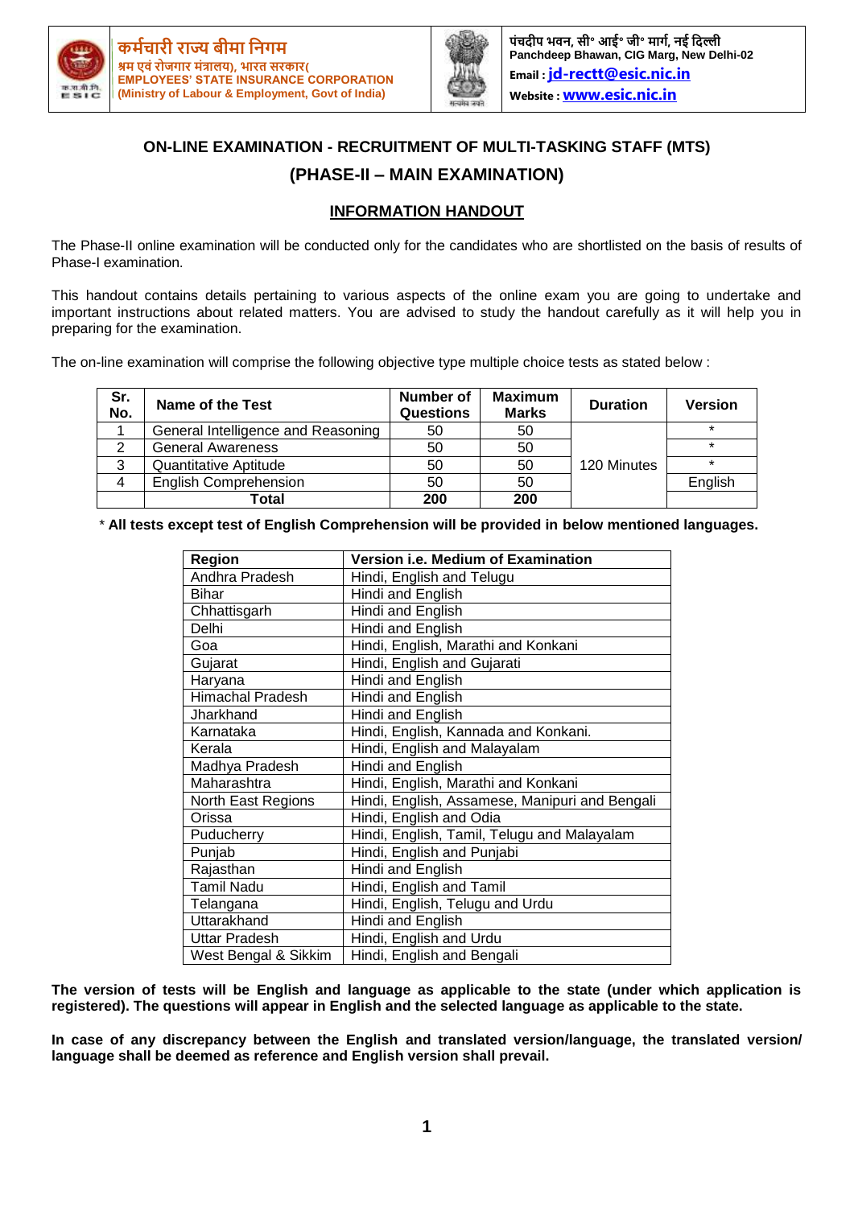कर्मचारी राज्य बीमा निगम
श्रम एवं रोजगार मंत्रालय), भारत सरकार(
EMPLOYEES' STATE INSURANCE CORPORATION
(Ministry of Labour & Employment, Govt of India)

पंचदीप भवन, सी॰ आई॰ जी॰ मार्ग, नई दिल्ली
Panchdeep Bhawan, CIG Marg, New Delhi-02
Email : jd-rectt@esic.nic.in
Website : www.esic.nic.in

## ON-LINE EXAMINATION - RECRUITMENT OF MULTI-TASKING STAFF (MTS)

## (PHASE-II – MAIN EXAMINATION)

### INFORMATION HANDOUT

The Phase-II online examination will be conducted only for the candidates who are shortlisted on the basis of results of Phase-I examination.

This handout contains details pertaining to various aspects of the online exam you are going to undertake and important instructions about related matters. You are advised to study the handout carefully as it will help you in preparing for the examination.

The on-line examination will comprise the following objective type multiple choice tests as stated below :

| Sr. No. | Name of the Test | Number of Questions | Maximum Marks | Duration | Version |
|---|---|---|---|---|---|
| 1 | General Intelligence and Reasoning | 50 | 50 | 120 Minutes | * |
| 2 | General Awareness | 50 | 50 | | * |
| 3 | Quantitative Aptitude | 50 | 50 | | * |
| 4 | English Comprehension | 50 | 50 | | English |
| | **Total** | **200** | **200** | | |

\* **All tests except test of English Comprehension will be provided in below mentioned languages.**

| Region | Version i.e. Medium of Examination |
|---|---|
| Andhra Pradesh | Hindi, English and Telugu |
| Bihar | Hindi and English |
| Chhattisgarh | Hindi and English |
| Delhi | Hindi and English |
| Goa | Hindi, English, Marathi and Konkani |
| Gujarat | Hindi, English and Gujarati |
| Haryana | Hindi and English |
| Himachal Pradesh | Hindi and English |
| Jharkhand | Hindi and English |
| Karnataka | Hindi, English, Kannada and Konkani. |
| Kerala | Hindi, English and Malayalam |
| Madhya Pradesh | Hindi and English |
| Maharashtra | Hindi, English, Marathi and Konkani |
| North East Regions | Hindi, English, Assamese, Manipuri and Bengali |
| Orissa | Hindi, English and Odia |
| Puducherry | Hindi, English, Tamil, Telugu and Malayalam |
| Punjab | Hindi, English and Punjabi |
| Rajasthan | Hindi and English |
| Tamil Nadu | Hindi, English and Tamil |
| Telangana | Hindi, English, Telugu and Urdu |
| Uttarakhand | Hindi and English |
| Uttar Pradesh | Hindi, English and Urdu |
| West Bengal & Sikkim | Hindi, English and Bengali |

**The version of tests will be English and language as applicable to the state (under which application is registered). The questions will appear in English and the selected language as applicable to the state.**

**In case of any discrepancy between the English and translated version/language, the translated version/ language shall be deemed as reference and English version shall prevail.**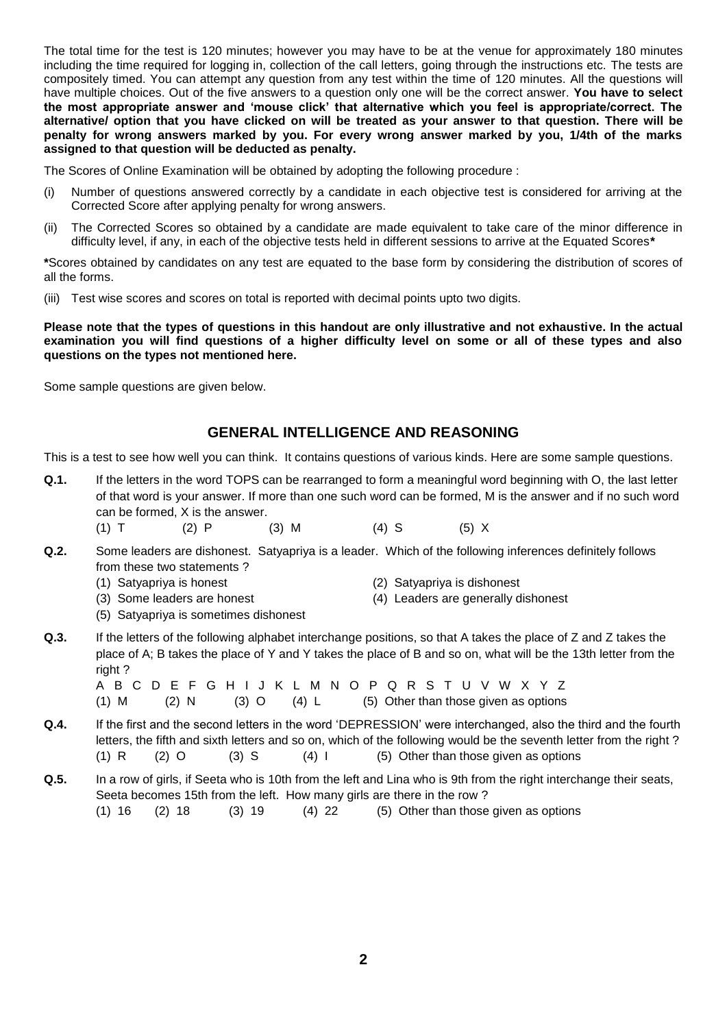The total time for the test is 120 minutes; however you may have to be at the venue for approximately 180 minutes including the time required for logging in, collection of the call letters, going through the instructions etc. The tests are compositely timed. You can attempt any question from any test within the time of 120 minutes. All the questions will have multiple choices. Out of the five answers to a question only one will be the correct answer. **You have to select the most appropriate answer and 'mouse click' that alternative which you feel is appropriate/correct. The alternative/ option that you have clicked on will be treated as your answer to that question. There will be penalty for wrong answers marked by you. For every wrong answer marked by you, 1/4th of the marks assigned to that question will be deducted as penalty.**

The Scores of Online Examination will be obtained by adopting the following procedure :

(i) Number of questions answered correctly by a candidate in each objective test is considered for arriving at the Corrected Score after applying penalty for wrong answers.

(ii) The Corrected Scores so obtained by a candidate are made equivalent to take care of the minor difference in difficulty level, if any, in each of the objective tests held in different sessions to arrive at the Equated Scores**\***

**\***Scores obtained by candidates on any test are equated to the base form by considering the distribution of scores of all the forms.

(iii) Test wise scores and scores on total is reported with decimal points upto two digits.

**Please note that the types of questions in this handout are only illustrative and not exhaustive. In the actual examination you will find questions of a higher difficulty level on some or all of these types and also questions on the types not mentioned here.**

Some sample questions are given below.

## GENERAL INTELLIGENCE AND REASONING

This is a test to see how well you can think. It contains questions of various kinds. Here are some sample questions.

**Q.1.** If the letters in the word TOPS can be rearranged to form a meaningful word beginning with O, the last letter of that word is your answer. If more than one such word can be formed, M is the answer and if no such word can be formed, X is the answer.

(1) T (2) P (3) M (4) S (5) X

**Q.2.** Some leaders are dishonest. Satyapriya is a leader. Which of the following inferences definitely follows from these two statements ?

(1) Satyapriya is honest
(2) Satyapriya is dishonest
(3) Some leaders are honest
(4) Leaders are generally dishonest
(5) Satyapriya is sometimes dishonest

**Q.3.** If the letters of the following alphabet interchange positions, so that A takes the place of Z and Z takes the place of A; B takes the place of Y and Y takes the place of B and so on, what will be the 13th letter from the right ?

A B C D E F G H I J K L M N O P Q R S T U V W X Y Z

(1) M (2) N (3) O (4) L (5) Other than those given as options

**Q.4.** If the first and the second letters in the word 'DEPRESSION' were interchanged, also the third and the fourth letters, the fifth and sixth letters and so on, which of the following would be the seventh letter from the right ?

(1) R (2) O (3) S (4) I (5) Other than those given as options

**Q.5.** In a row of girls, if Seeta who is 10th from the left and Lina who is 9th from the right interchange their seats, Seeta becomes 15th from the left. How many girls are there in the row ?

(1) 16 (2) 18 (3) 19 (4) 22 (5) Other than those given as options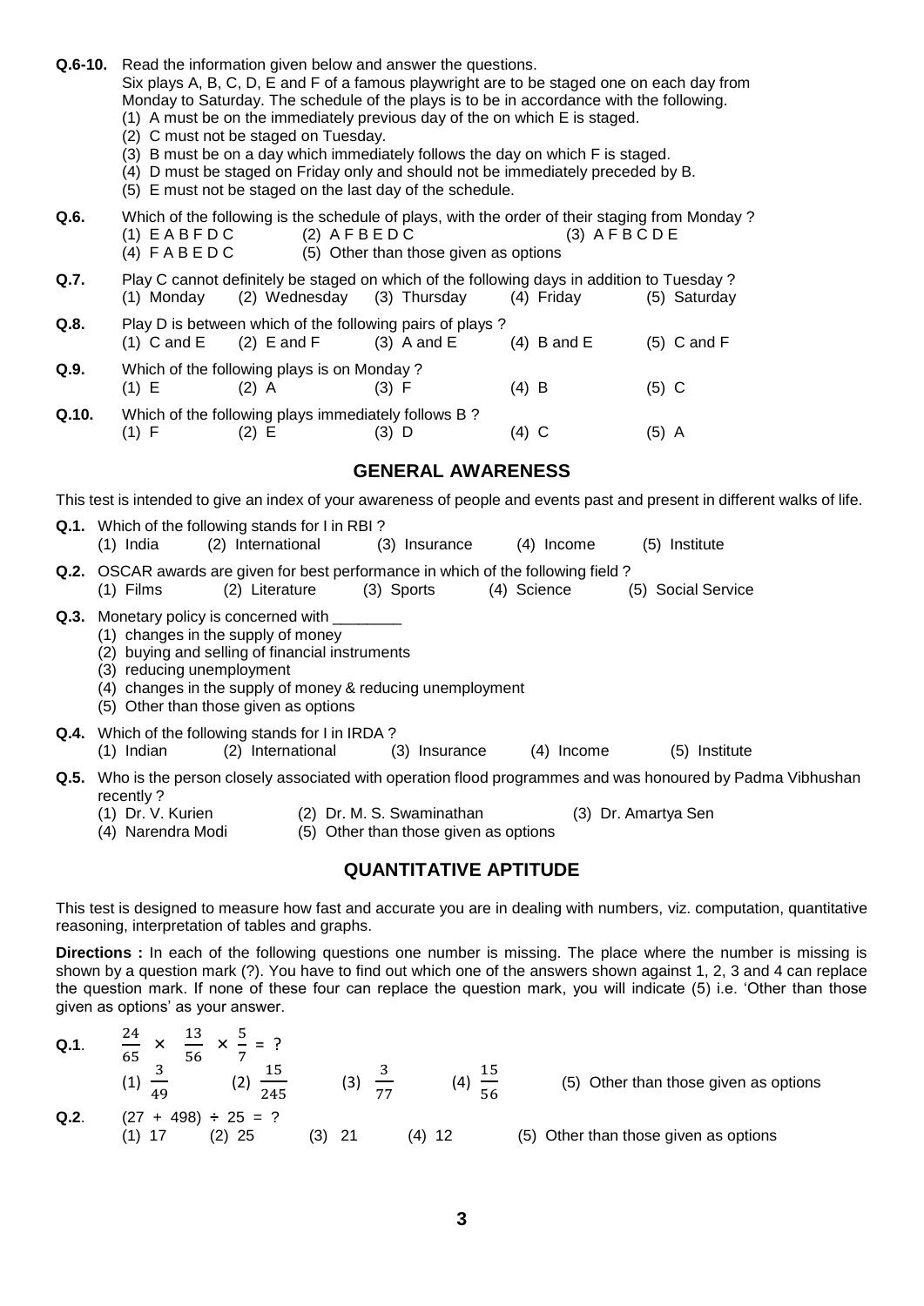**Q.6-10.** Read the information given below and answer the questions.
Six plays A, B, C, D, E and F of a famous playwright are to be staged one on each day from Monday to Saturday. The schedule of the plays is to be in accordance with the following.
(1) A must be on the immediately previous day of the on which E is staged.
(2) C must not be staged on Tuesday.
(3) B must be on a day which immediately follows the day on which F is staged.
(4) D must be staged on Friday only and should not be immediately preceded by B.
(5) E must not be staged on the last day of the schedule.

**Q.6.** Which of the following is the schedule of plays, with the order of their staging from Monday ?
(1) E A B F D C (2) A F B E D C (3) A F B C D E
(4) F A B E D C (5) Other than those given as options

**Q.7.** Play C cannot definitely be staged on which of the following days in addition to Tuesday ?
(1) Monday (2) Wednesday (3) Thursday (4) Friday (5) Saturday

**Q.8.** Play D is between which of the following pairs of plays ?
(1) C and E (2) E and F (3) A and E (4) B and E (5) C and F

**Q.9.** Which of the following plays is on Monday ?
(1) E (2) A (3) F (4) B (5) C

**Q.10.** Which of the following plays immediately follows B ?
(1) F (2) E (3) D (4) C (5) A

## GENERAL AWARENESS

This test is intended to give an index of your awareness of people and events past and present in different walks of life.

**Q.1.** Which of the following stands for I in RBI ?
(1) India (2) International (3) Insurance (4) Income (5) Institute

**Q.2.** OSCAR awards are given for best performance in which of the following field ?
(1) Films (2) Literature (3) Sports (4) Science (5) Social Service

**Q.3.** Monetary policy is concerned with ________
(1) changes in the supply of money
(2) buying and selling of financial instruments
(3) reducing unemployment
(4) changes in the supply of money & reducing unemployment
(5) Other than those given as options

**Q.4.** Which of the following stands for I in IRDA ?
(1) Indian (2) International (3) Insurance (4) Income (5) Institute

**Q.5.** Who is the person closely associated with operation flood programmes and was honoured by Padma Vibhushan recently ?
(1) Dr. V. Kurien (2) Dr. M. S. Swaminathan (3) Dr. Amartya Sen
(4) Narendra Modi (5) Other than those given as options

## QUANTITATIVE APTITUDE

This test is designed to measure how fast and accurate you are in dealing with numbers, viz. computation, quantitative reasoning, interpretation of tables and graphs.

**Directions :** In each of the following questions one number is missing. The place where the number is missing is shown by a question mark (?). You have to find out which one of the answers shown against 1, 2, 3 and 4 can replace the question mark. If none of these four can replace the question mark, you will indicate (5) i.e. 'Other than those given as options' as your answer.

**Q.1**. $\frac{24}{65} \times \frac{13}{56} \times \frac{5}{7} = ?$
(1) $\frac{3}{49}$ (2) $\frac{15}{245}$ (3) $\frac{3}{77}$ (4) $\frac{15}{56}$ (5) Other than those given as options

**Q.2**. $(27 + 498) \div 25 = ?$
(1) 17 (2) 25 (3) 21 (4) 12 (5) Other than those given as options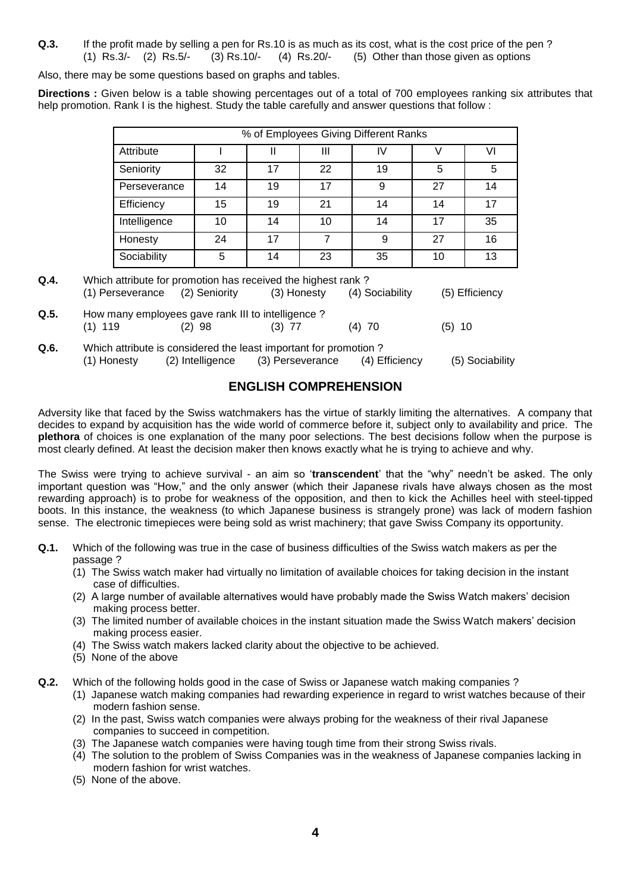**Q.3.** If the profit made by selling a pen for Rs.10 is as much as its cost, what is the cost price of the pen ?
(1) Rs.3/- (2) Rs.5/- (3) Rs.10/- (4) Rs.20/- (5) Other than those given as options

Also, there may be some questions based on graphs and tables.

**Directions :** Given below is a table showing percentages out of a total of 700 employees ranking six attributes that help promotion. Rank I is the highest. Study the table carefully and answer questions that follow :

| % of Employees Giving Different Ranks | | | | | | |
|---|---|---|---|---|---|---|
| Attribute | I | II | III | IV | V | VI |
| Seniority | 32 | 17 | 22 | 19 | 5 | 5 |
| Perseverance | 14 | 19 | 17 | 9 | 27 | 14 |
| Efficiency | 15 | 19 | 21 | 14 | 14 | 17 |
| Intelligence | 10 | 14 | 10 | 14 | 17 | 35 |
| Honesty | 24 | 17 | 7 | 9 | 27 | 16 |
| Sociability | 5 | 14 | 23 | 35 | 10 | 13 |

**Q.4.** Which attribute for promotion has received the highest rank ?
(1) Perseverance (2) Seniority (3) Honesty (4) Sociability (5) Efficiency

**Q.5.** How many employees gave rank III to intelligence ?
(1) 119 (2) 98 (3) 77 (4) 70 (5) 10

**Q.6.** Which attribute is considered the least important for promotion ?
(1) Honesty (2) Intelligence (3) Perseverance (4) Efficiency (5) Sociability

## ENGLISH COMPREHENSION

Adversity like that faced by the Swiss watchmakers has the virtue of starkly limiting the alternatives. A company that decides to expand by acquisition has the wide world of commerce before it, subject only to availability and price. The **plethora** of choices is one explanation of the many poor selections. The best decisions follow when the purpose is most clearly defined. At least the decision maker then knows exactly what he is trying to achieve and why.

The Swiss were trying to achieve survival - an aim so '**transcendent**' that the "why" needn't be asked. The only important question was "How," and the only answer (which their Japanese rivals have always chosen as the most rewarding approach) is to probe for weakness of the opposition, and then to kick the Achilles heel with steel-tipped boots. In this instance, the weakness (to which Japanese business is strangely prone) was lack of modern fashion sense. The electronic timepieces were being sold as wrist machinery; that gave Swiss Company its opportunity.

**Q.1.** Which of the following was true in the case of business difficulties of the Swiss watch makers as per the passage ?
(1) The Swiss watch maker had virtually no limitation of available choices for taking decision in the instant case of difficulties.
(2) A large number of available alternatives would have probably made the Swiss Watch makers' decision making process better.
(3) The limited number of available choices in the instant situation made the Swiss Watch makers' decision making process easier.
(4) The Swiss watch makers lacked clarity about the objective to be achieved.
(5) None of the above

**Q.2.** Which of the following holds good in the case of Swiss or Japanese watch making companies ?
(1) Japanese watch making companies had rewarding experience in regard to wrist watches because of their modern fashion sense.
(2) In the past, Swiss watch companies were always probing for the weakness of their rival Japanese companies to succeed in competition.
(3) The Japanese watch companies were having tough time from their strong Swiss rivals.
(4) The solution to the problem of Swiss Companies was in the weakness of Japanese companies lacking in modern fashion for wrist watches.
(5) None of the above.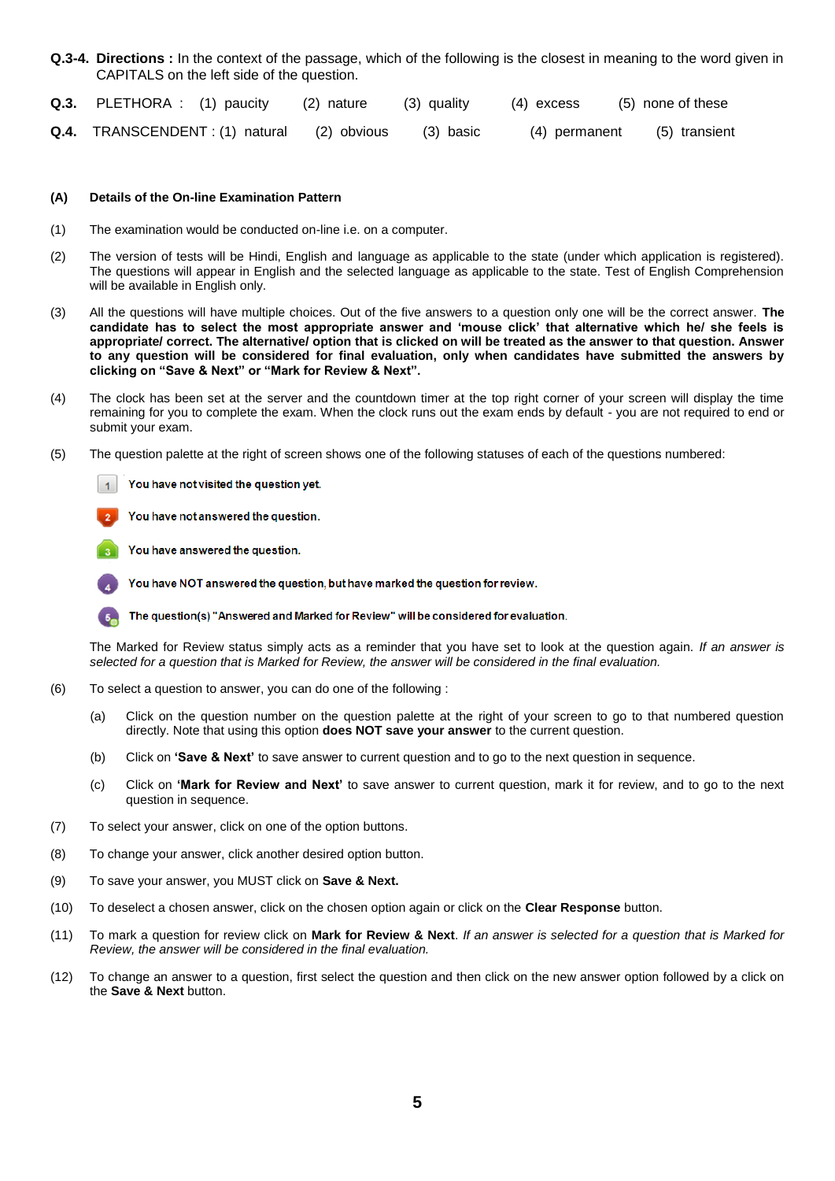**Q.3-4. Directions :** In the context of the passage, which of the following is the closest in meaning to the word given in CAPITALS on the left side of the question.

**Q.3.** PLETHORA : (1) paucity (2) nature (3) quality (4) excess (5) none of these

**Q.4.** TRANSCENDENT : (1) natural (2) obvious (3) basic (4) permanent (5) transient

**(A) Details of the On-line Examination Pattern**

(1) The examination would be conducted on-line i.e. on a computer.

(2) The version of tests will be Hindi, English and language as applicable to the state (under which application is registered). The questions will appear in English and the selected language as applicable to the state. Test of English Comprehension will be available in English only.

(3) All the questions will have multiple choices. Out of the five answers to a question only one will be the correct answer. **The candidate has to select the most appropriate answer and 'mouse click' that alternative which he/ she feels is appropriate/ correct. The alternative/ option that is clicked on will be treated as the answer to that question. Answer to any question will be considered for final evaluation, only when candidates have submitted the answers by clicking on "Save & Next" or "Mark for Review & Next".**

(4) The clock has been set at the server and the countdown timer at the top right corner of your screen will display the time remaining for you to complete the exam. When the clock runs out the exam ends by default - you are not required to end or submit your exam.

(5) The question palette at the right of screen shows one of the following statuses of each of the questions numbered:

- 1 You have not visited the question yet.
- 2 You have not answered the question.
- 3 You have answered the question.
- 4 You have NOT answered the question, but have marked the question for review.
- 5 The question(s) "Answered and Marked for Review" will be considered for evaluation.

The Marked for Review status simply acts as a reminder that you have set to look at the question again. *If an answer is selected for a question that is Marked for Review, the answer will be considered in the final evaluation.*

(6) To select a question to answer, you can do one of the following :

(a) Click on the question number on the question palette at the right of your screen to go to that numbered question directly. Note that using this option **does NOT save your answer** to the current question.

(b) Click on **'Save & Next'** to save answer to current question and to go to the next question in sequence.

(c) Click on **'Mark for Review and Next'** to save answer to current question, mark it for review, and to go to the next question in sequence.

(7) To select your answer, click on one of the option buttons.

(8) To change your answer, click another desired option button.

(9) To save your answer, you MUST click on **Save & Next.**

(10) To deselect a chosen answer, click on the chosen option again or click on the **Clear Response** button.

(11) To mark a question for review click on **Mark for Review & Next**. *If an answer is selected for a question that is Marked for Review, the answer will be considered in the final evaluation.*

(12) To change an answer to a question, first select the question and then click on the new answer option followed by a click on the **Save & Next** button.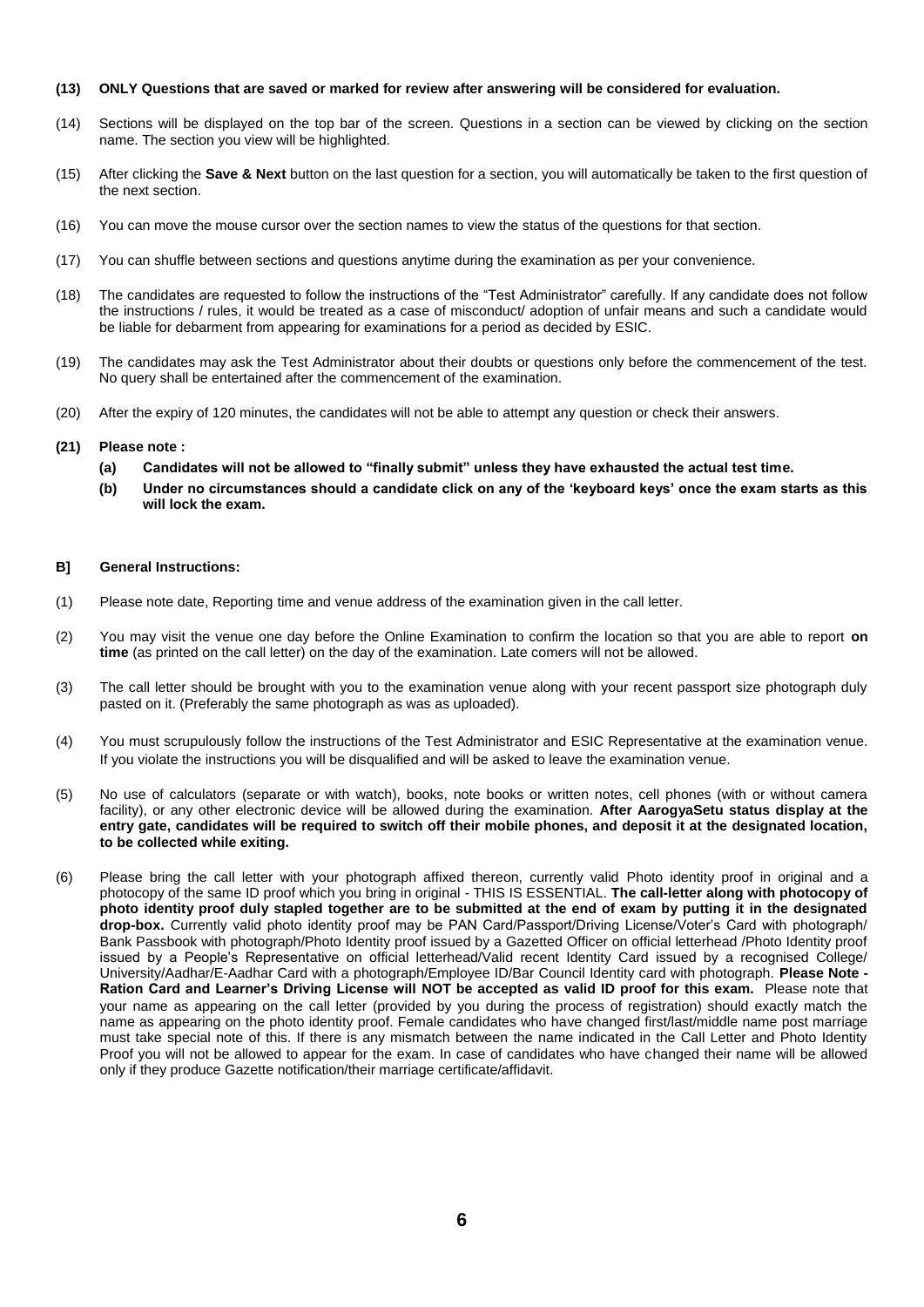**(13) ONLY Questions that are saved or marked for review after answering will be considered for evaluation.**

(14) Sections will be displayed on the top bar of the screen. Questions in a section can be viewed by clicking on the section name. The section you view will be highlighted.

(15) After clicking the **Save & Next** button on the last question for a section, you will automatically be taken to the first question of the next section.

(16) You can move the mouse cursor over the section names to view the status of the questions for that section.

(17) You can shuffle between sections and questions anytime during the examination as per your convenience.

(18) The candidates are requested to follow the instructions of the "Test Administrator" carefully. If any candidate does not follow the instructions / rules, it would be treated as a case of misconduct/ adoption of unfair means and such a candidate would be liable for debarment from appearing for examinations for a period as decided by ESIC.

(19) The candidates may ask the Test Administrator about their doubts or questions only before the commencement of the test. No query shall be entertained after the commencement of the examination.

(20) After the expiry of 120 minutes, the candidates will not be able to attempt any question or check their answers.

**(21) Please note :**

**(a) Candidates will not be allowed to "finally submit" unless they have exhausted the actual test time.**

**(b) Under no circumstances should a candidate click on any of the 'keyboard keys' once the exam starts as this will lock the exam.**

## B] General Instructions:

(1) Please note date, Reporting time and venue address of the examination given in the call letter.

(2) You may visit the venue one day before the Online Examination to confirm the location so that you are able to report **on time** (as printed on the call letter) on the day of the examination. Late comers will not be allowed.

(3) The call letter should be brought with you to the examination venue along with your recent passport size photograph duly pasted on it. (Preferably the same photograph as was as uploaded).

(4) You must scrupulously follow the instructions of the Test Administrator and ESIC Representative at the examination venue. If you violate the instructions you will be disqualified and will be asked to leave the examination venue.

(5) No use of calculators (separate or with watch), books, note books or written notes, cell phones (with or without camera facility), or any other electronic device will be allowed during the examination. **After AarogyaSetu status display at the entry gate, candidates will be required to switch off their mobile phones, and deposit it at the designated location, to be collected while exiting.**

(6) Please bring the call letter with your photograph affixed thereon, currently valid Photo identity proof in original and a photocopy of the same ID proof which you bring in original - THIS IS ESSENTIAL. **The call-letter along with photocopy of photo identity proof duly stapled together are to be submitted at the end of exam by putting it in the designated drop-box.** Currently valid photo identity proof may be PAN Card/Passport/Driving License/Voter's Card with photograph/ Bank Passbook with photograph/Photo Identity proof issued by a Gazetted Officer on official letterhead /Photo Identity proof issued by a People's Representative on official letterhead/Valid recent Identity Card issued by a recognised College/ University/Aadhar/E-Aadhar Card with a photograph/Employee ID/Bar Council Identity card with photograph. **Please Note - Ration Card and Learner's Driving License will NOT be accepted as valid ID proof for this exam.** Please note that your name as appearing on the call letter (provided by you during the process of registration) should exactly match the name as appearing on the photo identity proof. Female candidates who have changed first/last/middle name post marriage must take special note of this. If there is any mismatch between the name indicated in the Call Letter and Photo Identity Proof you will not be allowed to appear for the exam. In case of candidates who have changed their name will be allowed only if they produce Gazette notification/their marriage certificate/affidavit.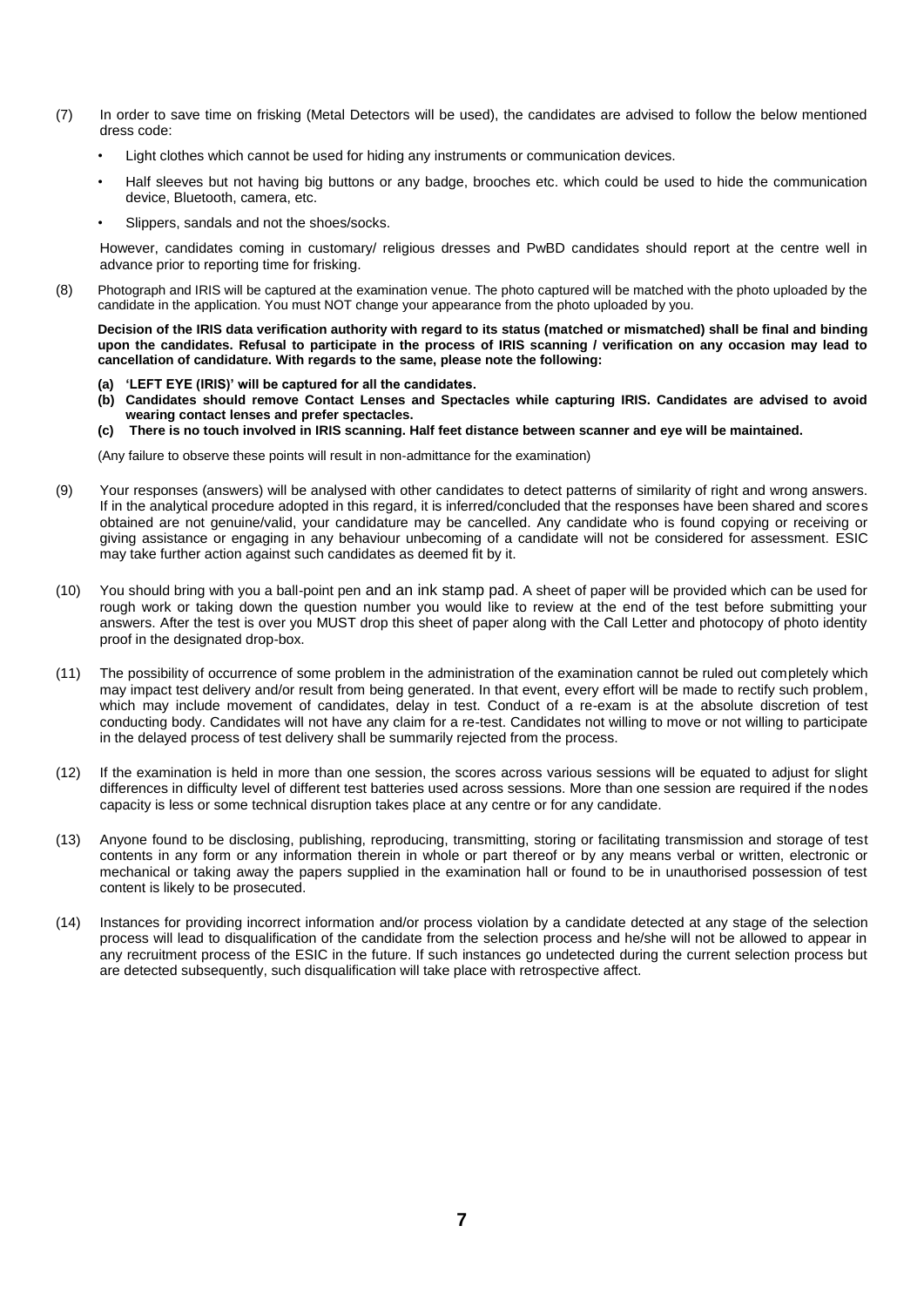(7) In order to save time on frisking (Metal Detectors will be used), the candidates are advised to follow the below mentioned dress code:

- Light clothes which cannot be used for hiding any instruments or communication devices.
- Half sleeves but not having big buttons or any badge, brooches etc. which could be used to hide the communication device, Bluetooth, camera, etc.
- Slippers, sandals and not the shoes/socks.

However, candidates coming in customary/ religious dresses and PwBD candidates should report at the centre well in advance prior to reporting time for frisking.

(8) Photograph and IRIS will be captured at the examination venue. The photo captured will be matched with the photo uploaded by the candidate in the application. You must NOT change your appearance from the photo uploaded by you.

**Decision of the IRIS data verification authority with regard to its status (matched or mismatched) shall be final and binding upon the candidates. Refusal to participate in the process of IRIS scanning / verification on any occasion may lead to cancellation of candidature. With regards to the same, please note the following:**

**(a) 'LEFT EYE (IRIS)' will be captured for all the candidates.**
**(b) Candidates should remove Contact Lenses and Spectacles while capturing IRIS. Candidates are advised to avoid wearing contact lenses and prefer spectacles.**
**(c) There is no touch involved in IRIS scanning. Half feet distance between scanner and eye will be maintained.**

(Any failure to observe these points will result in non-admittance for the examination)

(9) Your responses (answers) will be analysed with other candidates to detect patterns of similarity of right and wrong answers. If in the analytical procedure adopted in this regard, it is inferred/concluded that the responses have been shared and scores obtained are not genuine/valid, your candidature may be cancelled. Any candidate who is found copying or receiving or giving assistance or engaging in any behaviour unbecoming of a candidate will not be considered for assessment. ESIC may take further action against such candidates as deemed fit by it.

(10) You should bring with you a ball-point pen and an ink stamp pad. A sheet of paper will be provided which can be used for rough work or taking down the question number you would like to review at the end of the test before submitting your answers. After the test is over you MUST drop this sheet of paper along with the Call Letter and photocopy of photo identity proof in the designated drop-box.

(11) The possibility of occurrence of some problem in the administration of the examination cannot be ruled out completely which may impact test delivery and/or result from being generated. In that event, every effort will be made to rectify such problem, which may include movement of candidates, delay in test. Conduct of a re-exam is at the absolute discretion of test conducting body. Candidates will not have any claim for a re-test. Candidates not willing to move or not willing to participate in the delayed process of test delivery shall be summarily rejected from the process.

(12) If the examination is held in more than one session, the scores across various sessions will be equated to adjust for slight differences in difficulty level of different test batteries used across sessions. More than one session are required if the nodes capacity is less or some technical disruption takes place at any centre or for any candidate.

(13) Anyone found to be disclosing, publishing, reproducing, transmitting, storing or facilitating transmission and storage of test contents in any form or any information therein in whole or part thereof or by any means verbal or written, electronic or mechanical or taking away the papers supplied in the examination hall or found to be in unauthorised possession of test content is likely to be prosecuted.

(14) Instances for providing incorrect information and/or process violation by a candidate detected at any stage of the selection process will lead to disqualification of the candidate from the selection process and he/she will not be allowed to appear in any recruitment process of the ESIC in the future. If such instances go undetected during the current selection process but are detected subsequently, such disqualification will take place with retrospective affect.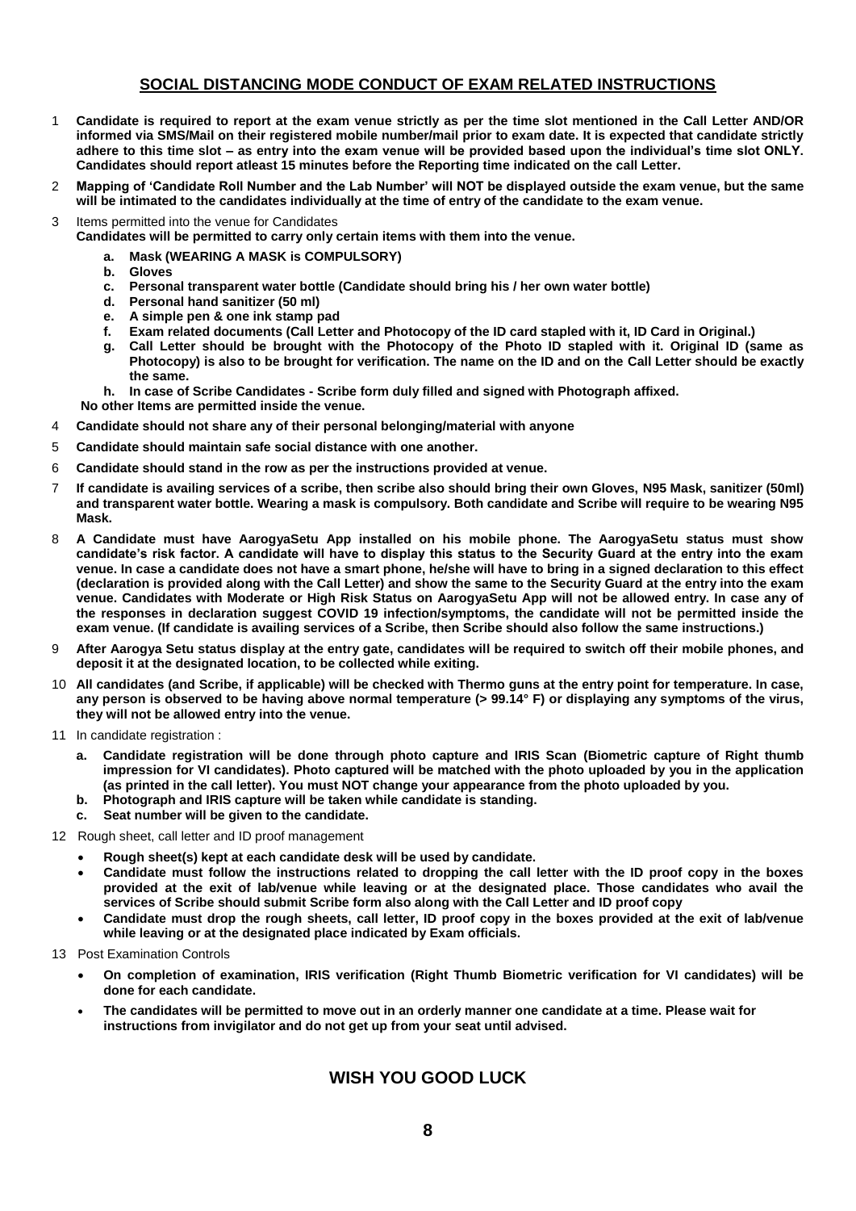## SOCIAL DISTANCING MODE CONDUCT OF EXAM RELATED INSTRUCTIONS

1. **Candidate is required to report at the exam venue strictly as per the time slot mentioned in the Call Letter AND/OR informed via SMS/Mail on their registered mobile number/mail prior to exam date. It is expected that candidate strictly adhere to this time slot – as entry into the exam venue will be provided based upon the individual's time slot ONLY. Candidates should report atleast 15 minutes before the Reporting time indicated on the call Letter.**
2. **Mapping of 'Candidate Roll Number and the Lab Number' will NOT be displayed outside the exam venue, but the same will be intimated to the candidates individually at the time of entry of the candidate to the exam venue.**
3. Items permitted into the venue for Candidates
   **Candidates will be permitted to carry only certain items with them into the venue.**
   a. **Mask (WEARING A MASK is COMPULSORY)**
   b. **Gloves**
   c. **Personal transparent water bottle (Candidate should bring his / her own water bottle)**
   d. **Personal hand sanitizer (50 ml)**
   e. **A simple pen & one ink stamp pad**
   f. **Exam related documents (Call Letter and Photocopy of the ID card stapled with it, ID Card in Original.)**
   g. **Call Letter should be brought with the Photocopy of the Photo ID stapled with it. Original ID (same as Photocopy) is also to be brought for verification. The name on the ID and on the Call Letter should be exactly the same.**
   h. **In case of Scribe Candidates - Scribe form duly filled and signed with Photograph affixed.**

   **No other Items are permitted inside the venue.**
4. **Candidate should not share any of their personal belonging/material with anyone**
5. **Candidate should maintain safe social distance with one another.**
6. **Candidate should stand in the row as per the instructions provided at venue.**
7. **If candidate is availing services of a scribe, then scribe also should bring their own Gloves, N95 Mask, sanitizer (50ml) and transparent water bottle. Wearing a mask is compulsory. Both candidate and Scribe will require to be wearing N95 Mask.**
8. **A Candidate must have AarogyaSetu App installed on his mobile phone. The AarogyaSetu status must show candidate's risk factor. A candidate will have to display this status to the Security Guard at the entry into the exam venue. In case a candidate does not have a smart phone, he/she will have to bring in a signed declaration to this effect (declaration is provided along with the Call Letter) and show the same to the Security Guard at the entry into the exam venue. Candidates with Moderate or High Risk Status on AarogyaSetu App will not be allowed entry. In case any of the responses in declaration suggest COVID 19 infection/symptoms, the candidate will not be permitted inside the exam venue. (If candidate is availing services of a Scribe, then Scribe should also follow the same instructions.)**
9. **After Aarogya Setu status display at the entry gate, candidates will be required to switch off their mobile phones, and deposit it at the designated location, to be collected while exiting.**
10. **All candidates (and Scribe, if applicable) will be checked with Thermo guns at the entry point for temperature. In case, any person is observed to be having above normal temperature (> 99.14° F) or displaying any symptoms of the virus, they will not be allowed entry into the venue.**
11. In candidate registration :
    a. **Candidate registration will be done through photo capture and IRIS Scan (Biometric capture of Right thumb impression for VI candidates). Photo captured will be matched with the photo uploaded by you in the application (as printed in the call letter). You must NOT change your appearance from the photo uploaded by you.**
    b. **Photograph and IRIS capture will be taken while candidate is standing.**
    c. **Seat number will be given to the candidate.**
12. Rough sheet, call letter and ID proof management
    - **Rough sheet(s) kept at each candidate desk will be used by candidate.**
    - **Candidate must follow the instructions related to dropping the call letter with the ID proof copy in the boxes provided at the exit of lab/venue while leaving or at the designated place. Those candidates who avail the services of Scribe should submit Scribe form also along with the Call Letter and ID proof copy**
    - **Candidate must drop the rough sheets, call letter, ID proof copy in the boxes provided at the exit of lab/venue while leaving or at the designated place indicated by Exam officials.**
13. Post Examination Controls
    - **On completion of examination, IRIS verification (Right Thumb Biometric verification for VI candidates) will be done for each candidate.**
    - **The candidates will be permitted to move out in an orderly manner one candidate at a time. Please wait for instructions from invigilator and do not get up from your seat until advised.**

## WISH YOU GOOD LUCK